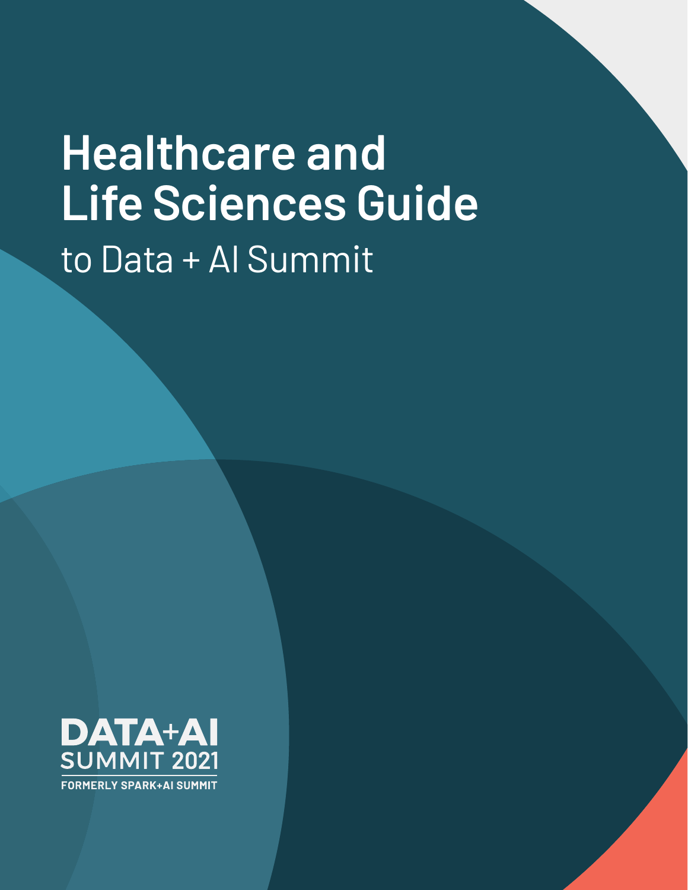# Healthcare and Life Sciences Guide

to Data + AI Summit

DATA+AI SUMMIT 2021

FORMERLY SPARK+AI SUMMIT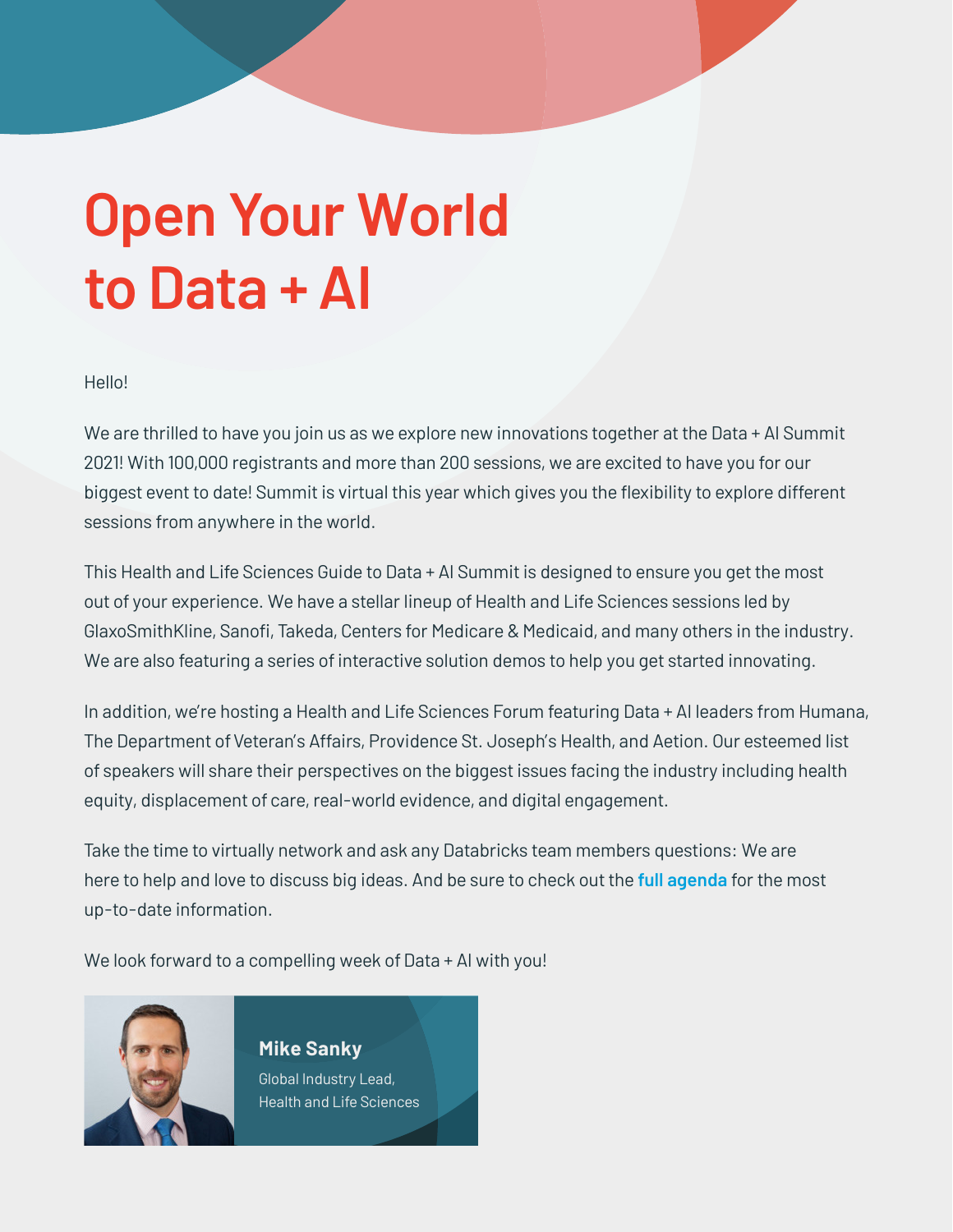# Open Your World to Data + AI

Hello!

We are thrilled to have you join us as we explore new innovations together at the Data + AI Summit 2021! With 100,000 registrants and more than 200 sessions, we are excited to have you for our biggest event to date! Summit is virtual this year which gives you the flexibility to explore different sessions from anywhere in the world.

This Health and Life Sciences Guide to Data + AI Summit is designed to ensure you get the most out of your experience. We have a stellar lineup of Health and Life Sciences sessions led by GlaxoSmithKline, Sanofi, Takeda, Centers for Medicare & Medicaid, and many others in the industry. We are also featuring a series of interactive solution demos to help you get started innovating.

In addition, we're hosting a Health and Life Sciences Forum featuring Data + AI leaders from Humana, The Department of Veteran's Affairs, Providence St. Joseph's Health, and Aetion. Our esteemed list of speakers will share their perspectives on the biggest issues facing the industry including health equity, displacement of care, real-world evidence, and digital engagement.

Take the time to virtually network and ask any Databricks team members questions: We are here to help and love to discuss big ideas. And be sure to check out the **full agenda** for the most up-to-date information.

We look forward to a compelling week of Data + AI with you!

**Mike Sanky**
Global Industry Lead,
Health and Life Sciences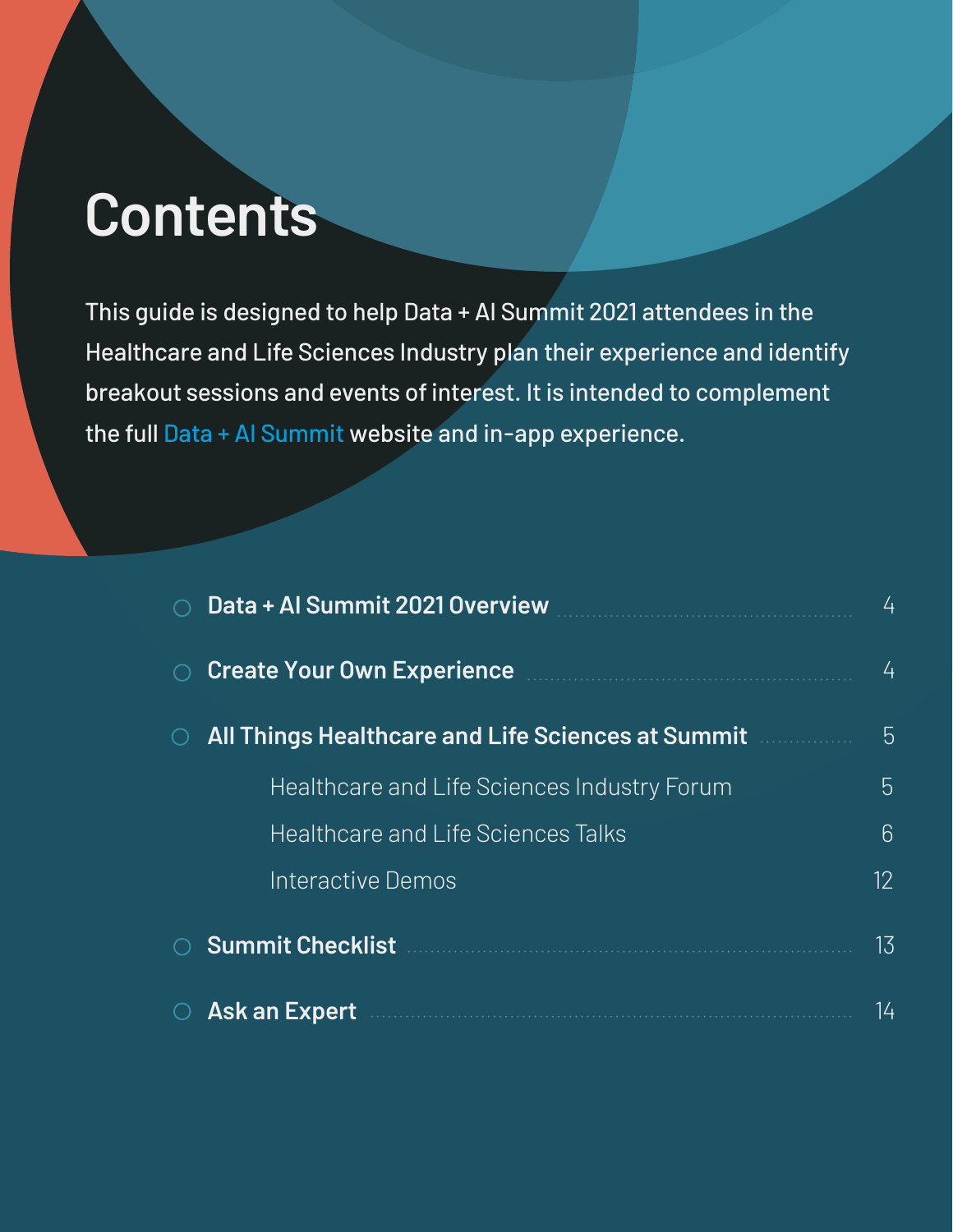# Contents

This guide is designed to help Data + AI Summit 2021 attendees in the Healthcare and Life Sciences Industry plan their experience and identify breakout sessions and events of interest. It is intended to complement the full Data + AI Summit website and in-app experience.

- **Data + AI Summit 2021 Overview** ........ 4
- **Create Your Own Experience** ........ 4
- **All Things Healthcare and Life Sciences at Summit** ........ 5
  - Healthcare and Life Sciences Industry Forum ........ 5
  - Healthcare and Life Sciences Talks ........ 6
  - Interactive Demos ........ 12
- **Summit Checklist** ........ 13
- **Ask an Expert** ........ 14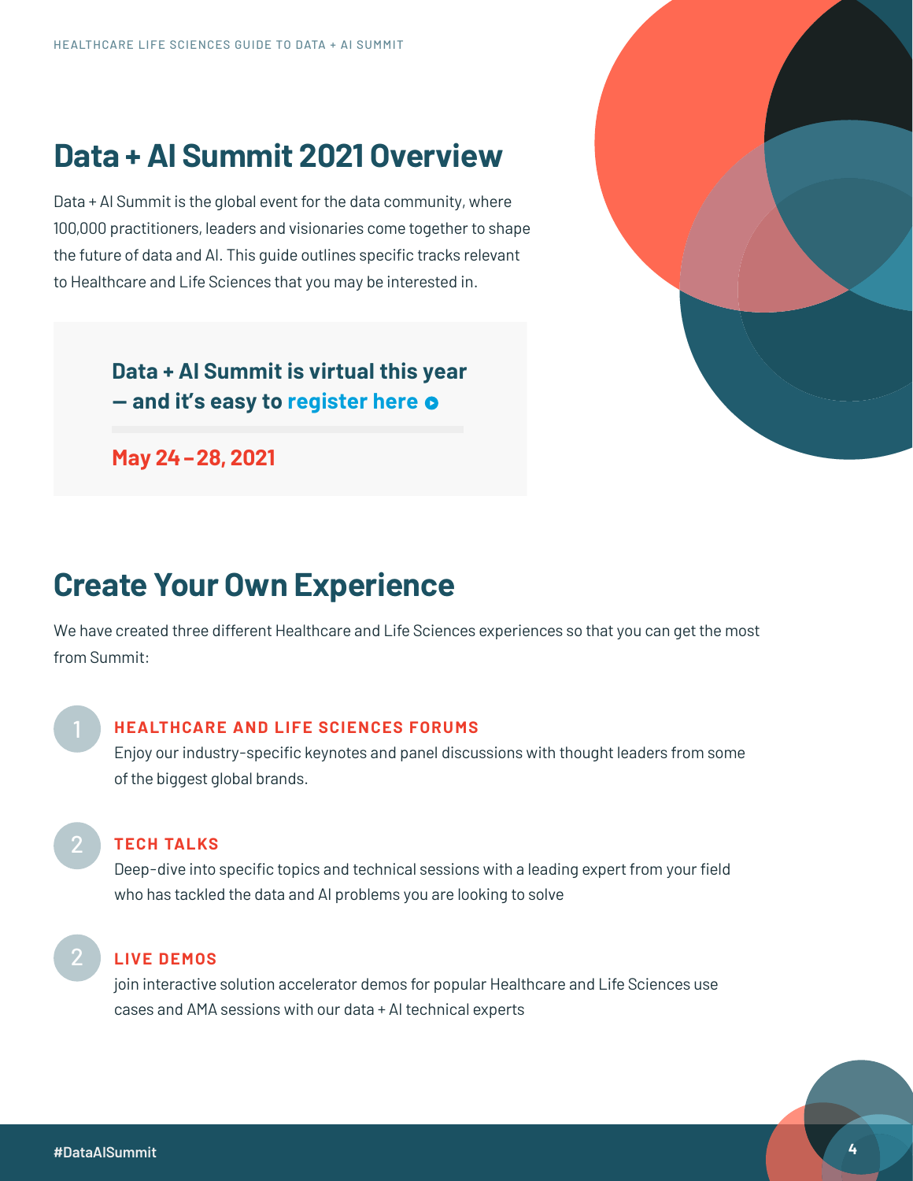# Data + AI Summit 2021 Overview

Data + AI Summit is the global event for the data community, where 100,000 practitioners, leaders and visionaries come together to shape the future of data and AI. This guide outlines specific tracks relevant to Healthcare and Life Sciences that you may be interested in.

**Data + AI Summit is virtual this year — and it's easy to register here**

**May 24 – 28, 2021**

# Create Your Own Experience

We have created three different Healthcare and Life Sciences experiences so that you can get the most from Summit:

1. **HEALTHCARE AND LIFE SCIENCES FORUMS**
   Enjoy our industry-specific keynotes and panel discussions with thought leaders from some of the biggest global brands.

2. **TECH TALKS**
   Deep-dive into specific topics and technical sessions with a leading expert from your field who has tackled the data and AI problems you are looking to solve

2. **LIVE DEMOS**
   join interactive solution accelerator demos for popular Healthcare and Life Sciences use cases and AMA sessions with our data + AI technical experts

#DataAISummit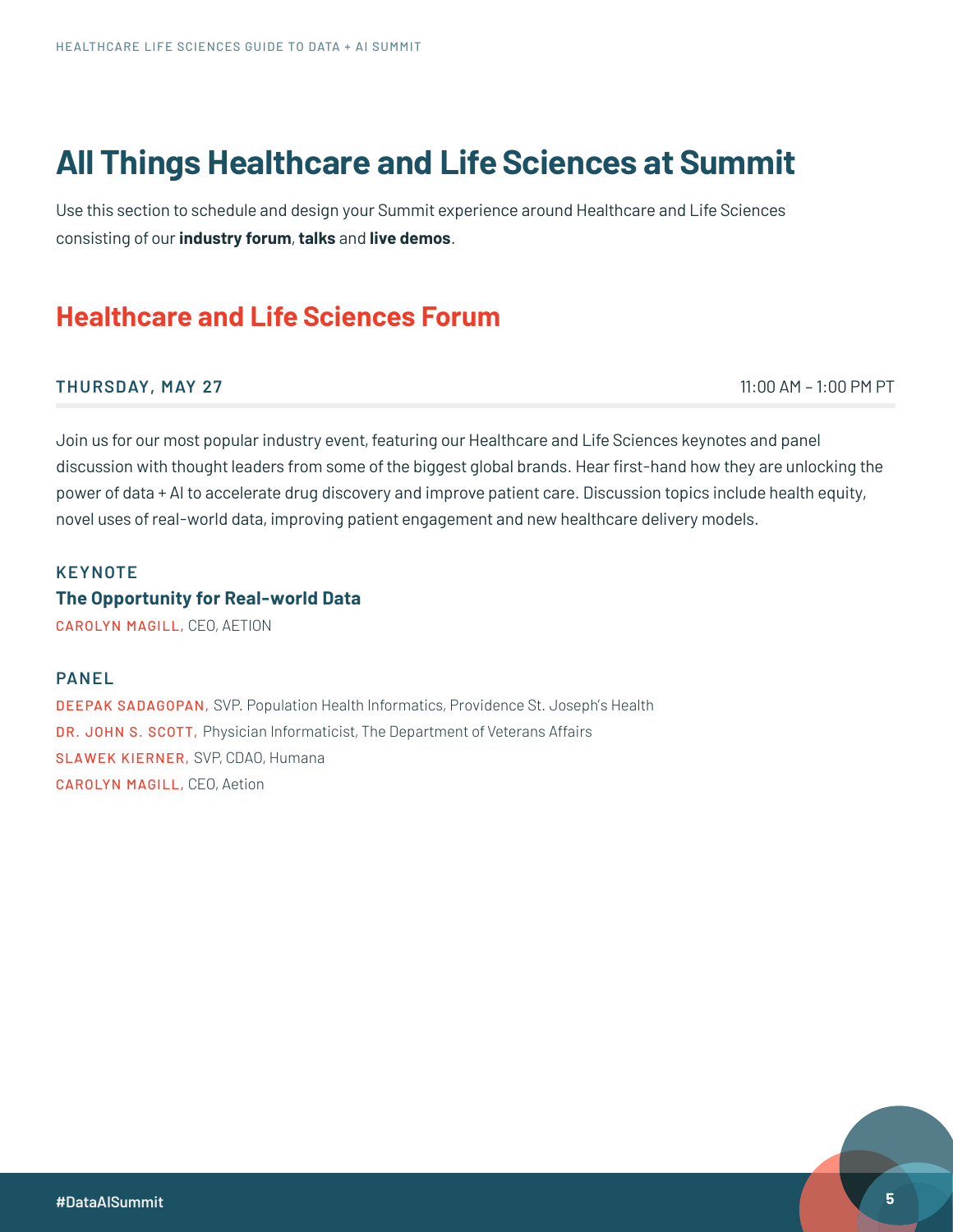# All Things Healthcare and Life Sciences at Summit

Use this section to schedule and design your Summit experience around Healthcare and Life Sciences consisting of our **industry forum**, **talks** and **live demos**.

## Healthcare and Life Sciences Forum

**THURSDAY, MAY 27** — 11:00 AM – 1:00 PM PT

Join us for our most popular industry event, featuring our Healthcare and Life Sciences keynotes and panel discussion with thought leaders from some of the biggest global brands. Hear first-hand how they are unlocking the power of data + AI to accelerate drug discovery and improve patient care. Discussion topics include health equity, novel uses of real-world data, improving patient engagement and new healthcare delivery models.

### KEYNOTE

**The Opportunity for Real-world Data**

CAROLYN MAGILL, CEO, AETION

### PANEL

DEEPAK SADAGOPAN, SVP. Population Health Informatics, Providence St. Joseph's Health

DR. JOHN S. SCOTT, Physician Informaticist, The Department of Veterans Affairs

SLAWEK KIERNER, SVP, CDAO, Humana

CAROLYN MAGILL, CEO, Aetion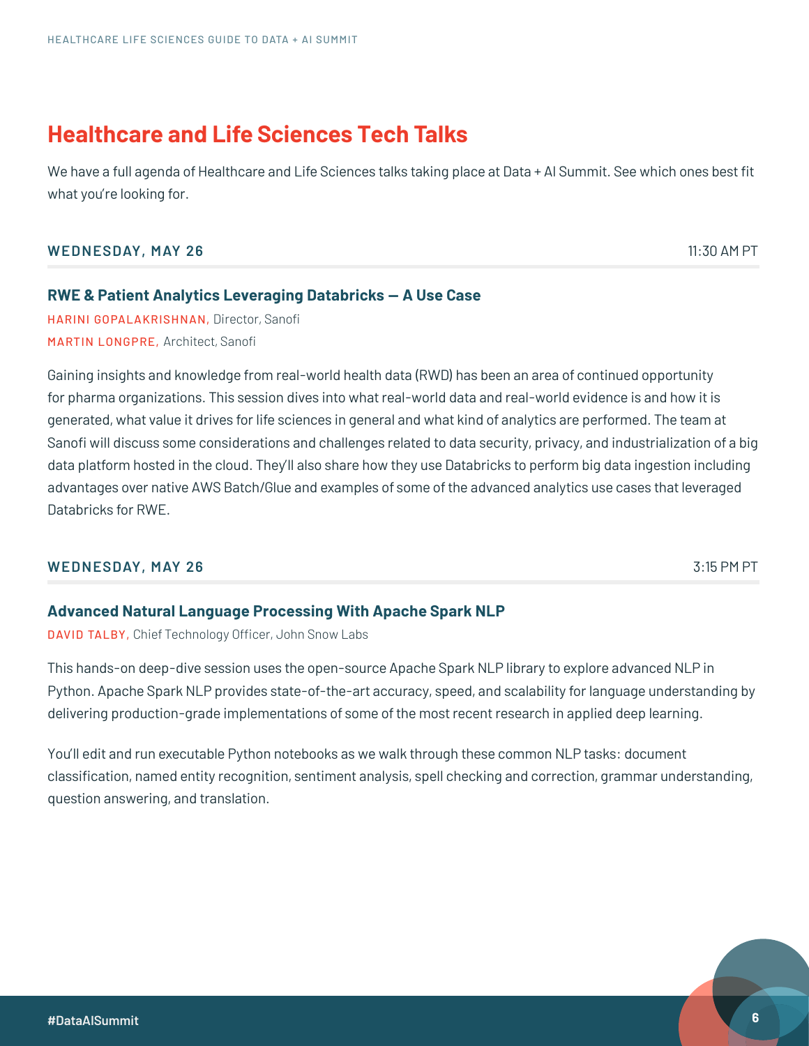## Healthcare and Life Sciences Tech Talks

We have a full agenda of Healthcare and Life Sciences talks taking place at Data + AI Summit. See which ones best fit what you're looking for.

**WEDNESDAY, MAY 26** — 11:30 AM PT

### RWE & Patient Analytics Leveraging Databricks — A Use Case

HARINI GOPALAKRISHNAN, Director, Sanofi
MARTIN LONGPRE, Architect, Sanofi

Gaining insights and knowledge from real-world health data (RWD) has been an area of continued opportunity for pharma organizations. This session dives into what real-world data and real-world evidence is and how it is generated, what value it drives for life sciences in general and what kind of analytics are performed. The team at Sanofi will discuss some considerations and challenges related to data security, privacy, and industrialization of a big data platform hosted in the cloud. They'll also share how they use Databricks to perform big data ingestion including advantages over native AWS Batch/Glue and examples of some of the advanced analytics use cases that leveraged Databricks for RWE.

**WEDNESDAY, MAY 26** — 3:15 PM PT

### Advanced Natural Language Processing With Apache Spark NLP

DAVID TALBY, Chief Technology Officer, John Snow Labs

This hands-on deep-dive session uses the open-source Apache Spark NLP library to explore advanced NLP in Python. Apache Spark NLP provides state-of-the-art accuracy, speed, and scalability for language understanding by delivering production-grade implementations of some of the most recent research in applied deep learning.

You'll edit and run executable Python notebooks as we walk through these common NLP tasks: document classification, named entity recognition, sentiment analysis, spell checking and correction, grammar understanding, question answering, and translation.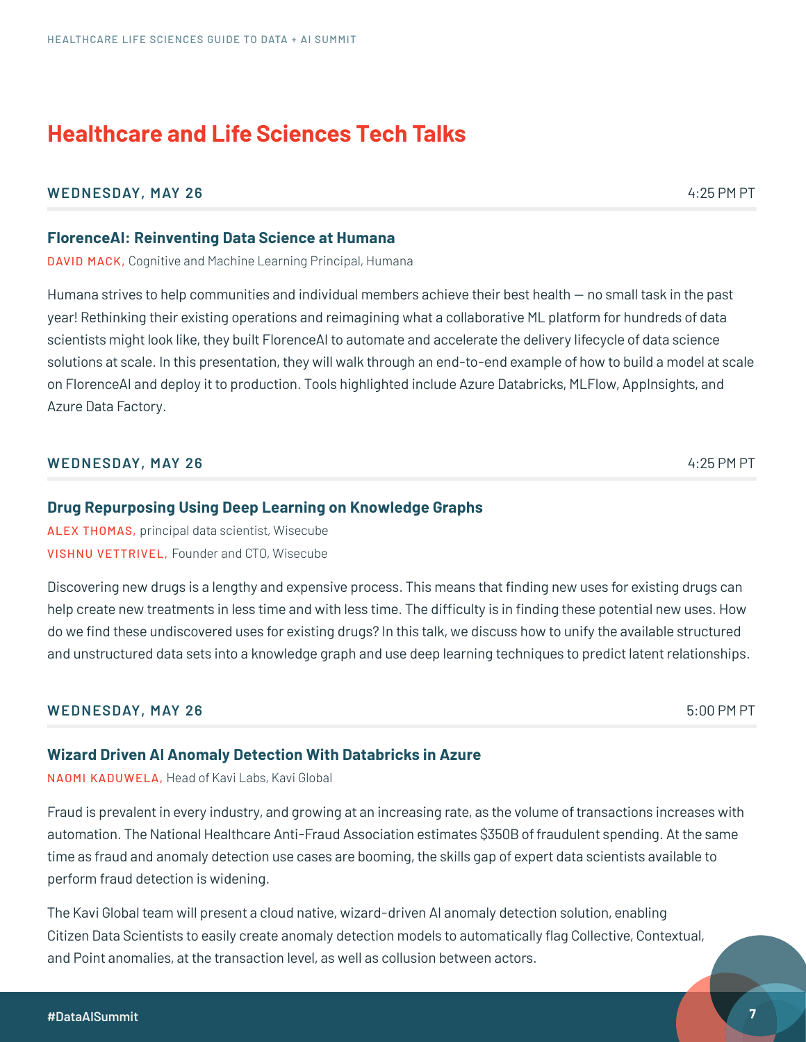## Healthcare and Life Sciences Tech Talks

**WEDNESDAY, MAY 26** 4:25 PM PT

### FlorenceAI: Reinventing Data Science at Humana

DAVID MACK, Cognitive and Machine Learning Principal, Humana

Humana strives to help communities and individual members achieve their best health — no small task in the past year! Rethinking their existing operations and reimagining what a collaborative ML platform for hundreds of data scientists might look like, they built FlorenceAI to automate and accelerate the delivery lifecycle of data science solutions at scale. In this presentation, they will walk through an end-to-end example of how to build a model at scale on FlorenceAI and deploy it to production. Tools highlighted include Azure Databricks, MLFlow, AppInsights, and Azure Data Factory.

**WEDNESDAY, MAY 26** 4:25 PM PT

### Drug Repurposing Using Deep Learning on Knowledge Graphs

ALEX THOMAS, principal data scientist, Wisecube
VISHNU VETTRIVEL, Founder and CTO, Wisecube

Discovering new drugs is a lengthy and expensive process. This means that finding new uses for existing drugs can help create new treatments in less time and with less time. The difficulty is in finding these potential new uses. How do we find these undiscovered uses for existing drugs? In this talk, we discuss how to unify the available structured and unstructured data sets into a knowledge graph and use deep learning techniques to predict latent relationships.

**WEDNESDAY, MAY 26** 5:00 PM PT

### Wizard Driven AI Anomaly Detection With Databricks in Azure

NAOMI KADUWELA, Head of Kavi Labs, Kavi Global

Fraud is prevalent in every industry, and growing at an increasing rate, as the volume of transactions increases with automation. The National Healthcare Anti-Fraud Association estimates $350B of fraudulent spending. At the same time as fraud and anomaly detection use cases are booming, the skills gap of expert data scientists available to perform fraud detection is widening.

The Kavi Global team will present a cloud native, wizard-driven AI anomaly detection solution, enabling Citizen Data Scientists to easily create anomaly detection models to automatically flag Collective, Contextual, and Point anomalies, at the transaction level, as well as collusion between actors.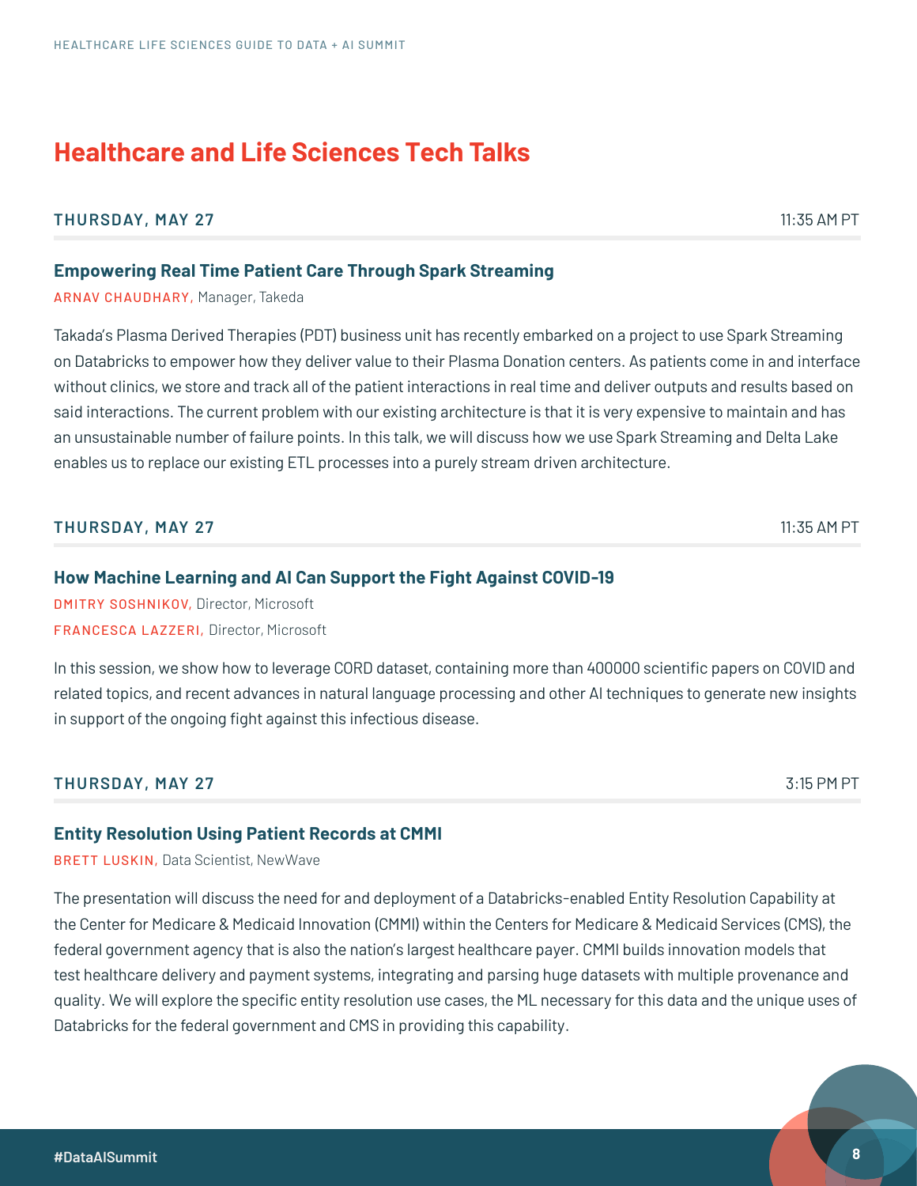# Healthcare and Life Sciences Tech Talks

**THURSDAY, MAY 27** 11:35 AM PT

### Empowering Real Time Patient Care Through Spark Streaming

ARNAV CHAUDHARY, Manager, Takeda

Takada's Plasma Derived Therapies (PDT) business unit has recently embarked on a project to use Spark Streaming on Databricks to empower how they deliver value to their Plasma Donation centers. As patients come in and interface without clinics, we store and track all of the patient interactions in real time and deliver outputs and results based on said interactions. The current problem with our existing architecture is that it is very expensive to maintain and has an unsustainable number of failure points. In this talk, we will discuss how we use Spark Streaming and Delta Lake enables us to replace our existing ETL processes into a purely stream driven architecture.

**THURSDAY, MAY 27** 11:35 AM PT

### How Machine Learning and AI Can Support the Fight Against COVID-19

DMITRY SOSHNIKOV, Director, Microsoft

FRANCESCA LAZZERI, Director, Microsoft

In this session, we show how to leverage CORD dataset, containing more than 400000 scientific papers on COVID and related topics, and recent advances in natural language processing and other AI techniques to generate new insights in support of the ongoing fight against this infectious disease.

**THURSDAY, MAY 27** 3:15 PM PT

### Entity Resolution Using Patient Records at CMMI

BRETT LUSKIN, Data Scientist, NewWave

The presentation will discuss the need for and deployment of a Databricks-enabled Entity Resolution Capability at the Center for Medicare & Medicaid Innovation (CMMI) within the Centers for Medicare & Medicaid Services (CMS), the federal government agency that is also the nation's largest healthcare payer. CMMI builds innovation models that test healthcare delivery and payment systems, integrating and parsing huge datasets with multiple provenance and quality. We will explore the specific entity resolution use cases, the ML necessary for this data and the unique uses of Databricks for the federal government and CMS in providing this capability.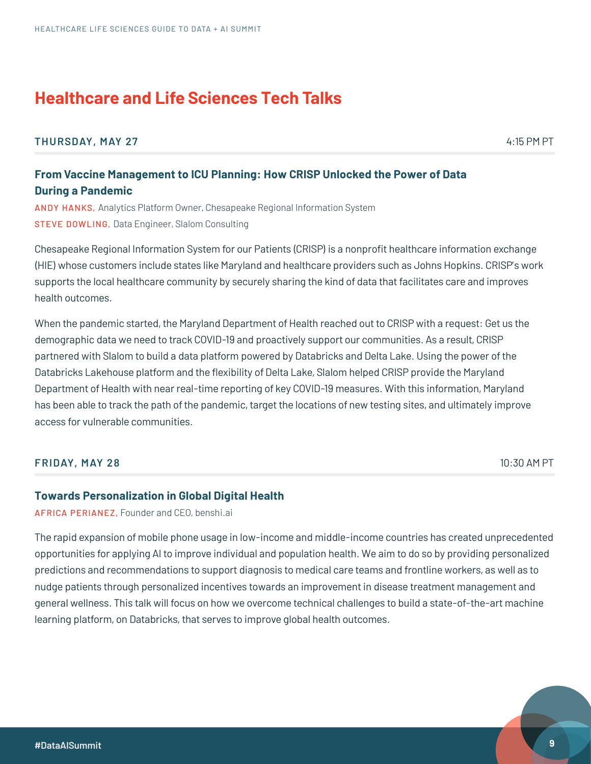# Healthcare and Life Sciences Tech Talks

**THURSDAY, MAY 27** 4:15 PM PT

### From Vaccine Management to ICU Planning: How CRISP Unlocked the Power of Data During a Pandemic

ANDY HANKS, Analytics Platform Owner, Chesapeake Regional Information System
STEVE DOWLING, Data Engineer, Slalom Consulting

Chesapeake Regional Information System for our Patients (CRISP) is a nonprofit healthcare information exchange (HIE) whose customers include states like Maryland and healthcare providers such as Johns Hopkins. CRISP's work supports the local healthcare community by securely sharing the kind of data that facilitates care and improves health outcomes.

When the pandemic started, the Maryland Department of Health reached out to CRISP with a request: Get us the demographic data we need to track COVID-19 and proactively support our communities. As a result, CRISP partnered with Slalom to build a data platform powered by Databricks and Delta Lake. Using the power of the Databricks Lakehouse platform and the flexibility of Delta Lake, Slalom helped CRISP provide the Maryland Department of Health with near real-time reporting of key COVID-19 measures. With this information, Maryland has been able to track the path of the pandemic, target the locations of new testing sites, and ultimately improve access for vulnerable communities.

**FRIDAY, MAY 28** 10:30 AM PT

### Towards Personalization in Global Digital Health

AFRICA PERIANEZ, Founder and CEO, benshi.ai

The rapid expansion of mobile phone usage in low-income and middle-income countries has created unprecedented opportunities for applying AI to improve individual and population health. We aim to do so by providing personalized predictions and recommendations to support diagnosis to medical care teams and frontline workers, as well as to nudge patients through personalized incentives towards an improvement in disease treatment management and general wellness. This talk will focus on how we overcome technical challenges to build a state-of-the-art machine learning platform, on Databricks, that serves to improve global health outcomes.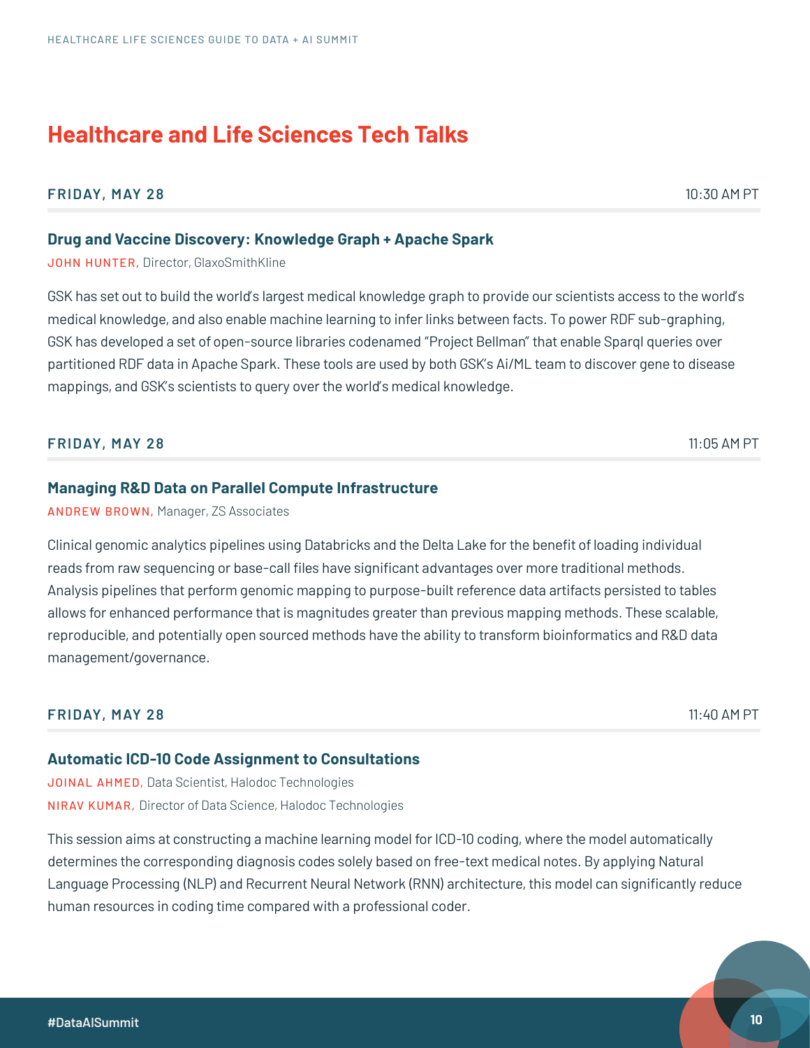# Healthcare and Life Sciences Tech Talks

**FRIDAY, MAY 28** 10:30 AM PT

### Drug and Vaccine Discovery: Knowledge Graph + Apache Spark

JOHN HUNTER, Director, GlaxoSmithKline

GSK has set out to build the world's largest medical knowledge graph to provide our scientists access to the world's medical knowledge, and also enable machine learning to infer links between facts. To power RDF sub-graphing, GSK has developed a set of open-source libraries codenamed "Project Bellman" that enable Sparql queries over partitioned RDF data in Apache Spark. These tools are used by both GSK's Ai/ML team to discover gene to disease mappings, and GSK's scientists to query over the world's medical knowledge.

**FRIDAY, MAY 28** 11:05 AM PT

### Managing R&D Data on Parallel Compute Infrastructure

ANDREW BROWN, Manager, ZS Associates

Clinical genomic analytics pipelines using Databricks and the Delta Lake for the benefit of loading individual reads from raw sequencing or base-call files have significant advantages over more traditional methods. Analysis pipelines that perform genomic mapping to purpose-built reference data artifacts persisted to tables allows for enhanced performance that is magnitudes greater than previous mapping methods. These scalable, reproducible, and potentially open sourced methods have the ability to transform bioinformatics and R&D data management/governance.

**FRIDAY, MAY 28** 11:40 AM PT

### Automatic ICD-10 Code Assignment to Consultations

JOINAL AHMED, Data Scientist, Halodoc Technologies
NIRAV KUMAR, Director of Data Science, Halodoc Technologies

This session aims at constructing a machine learning model for ICD-10 coding, where the model automatically determines the corresponding diagnosis codes solely based on free-text medical notes. By applying Natural Language Processing (NLP) and Recurrent Neural Network (RNN) architecture, this model can significantly reduce human resources in coding time compared with a professional coder.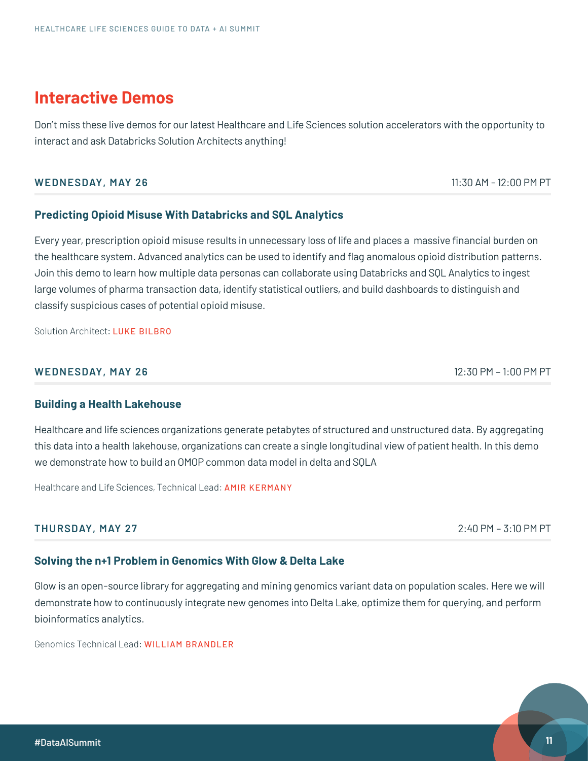# Interactive Demos

Don't miss these live demos for our latest Healthcare and Life Sciences solution accelerators with the opportunity to interact and ask Databricks Solution Architects anything!

**WEDNESDAY, MAY 26** — 11:30 AM – 12:00 PM PT

### Predicting Opioid Misuse With Databricks and SQL Analytics

Every year, prescription opioid misuse results in unnecessary loss of life and places a massive financial burden on the healthcare system. Advanced analytics can be used to identify and flag anomalous opioid distribution patterns. Join this demo to learn how multiple data personas can collaborate using Databricks and SQL Analytics to ingest large volumes of pharma transaction data, identify statistical outliers, and build dashboards to distinguish and classify suspicious cases of potential opioid misuse.

Solution Architect: LUKE BILBRO

**WEDNESDAY, MAY 26** — 12:30 PM – 1:00 PM PT

### Building a Health Lakehouse

Healthcare and life sciences organizations generate petabytes of structured and unstructured data. By aggregating this data into a health lakehouse, organizations can create a single longitudinal view of patient health. In this demo we demonstrate how to build an OMOP common data model in delta and SQLA

Healthcare and Life Sciences, Technical Lead: AMIR KERMANY

**THURSDAY, MAY 27** — 2:40 PM – 3:10 PM PT

### Solving the n+1 Problem in Genomics With Glow & Delta Lake

Glow is an open-source library for aggregating and mining genomics variant data on population scales. Here we will demonstrate how to continuously integrate new genomes into Delta Lake, optimize them for querying, and perform bioinformatics analytics.

Genomics Technical Lead: WILLIAM BRANDLER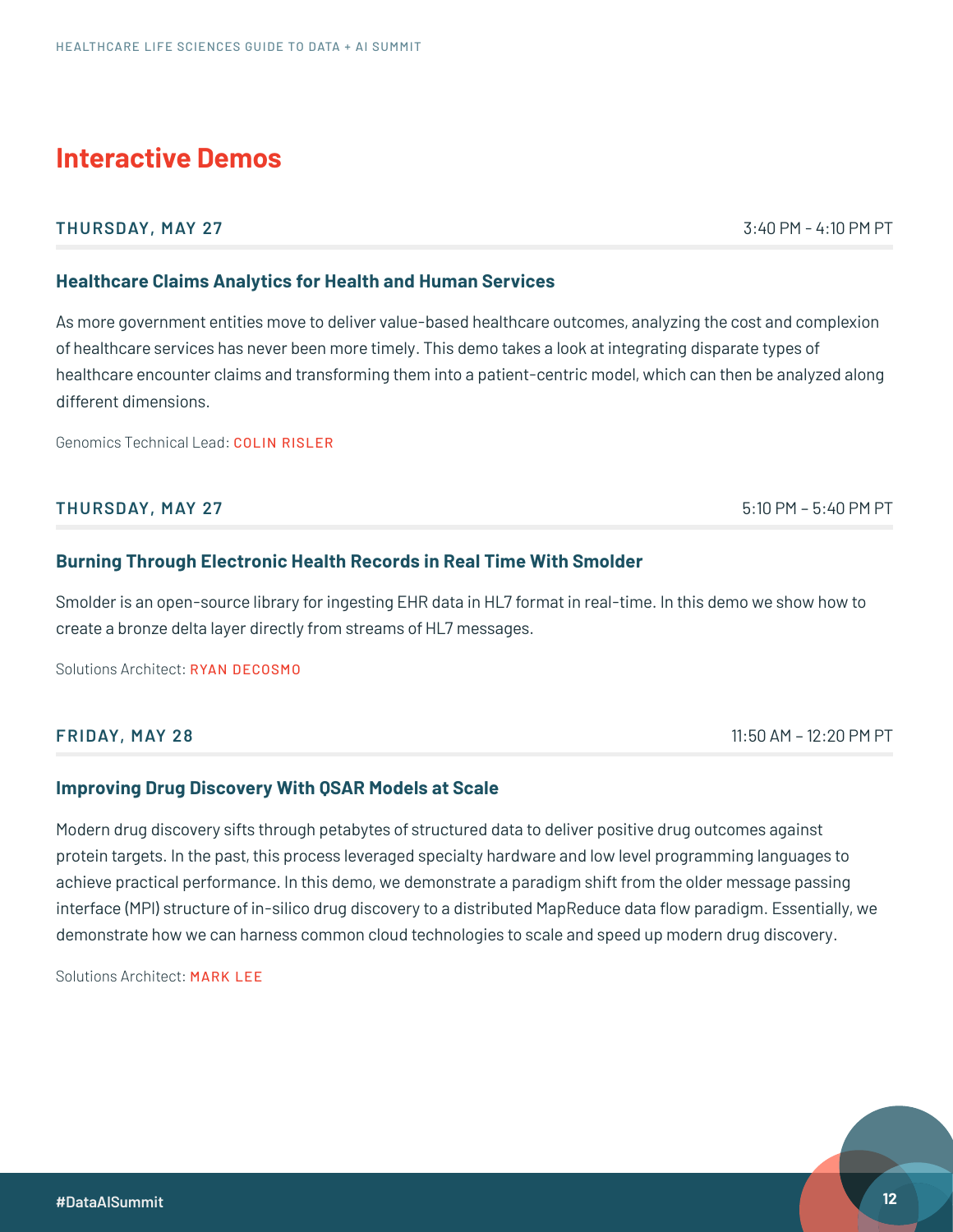# Interactive Demos

**THURSDAY, MAY 27** — 3:40 PM - 4:10 PM PT

### Healthcare Claims Analytics for Health and Human Services

As more government entities move to deliver value-based healthcare outcomes, analyzing the cost and complexion of healthcare services has never been more timely. This demo takes a look at integrating disparate types of healthcare encounter claims and transforming them into a patient-centric model, which can then be analyzed along different dimensions.

Genomics Technical Lead: COLIN RISLER

**THURSDAY, MAY 27** — 5:10 PM – 5:40 PM PT

### Burning Through Electronic Health Records in Real Time With Smolder

Smolder is an open-source library for ingesting EHR data in HL7 format in real-time. In this demo we show how to create a bronze delta layer directly from streams of HL7 messages.

Solutions Architect: RYAN DECOSMO

**FRIDAY, MAY 28** — 11:50 AM – 12:20 PM PT

### Improving Drug Discovery With QSAR Models at Scale

Modern drug discovery sifts through petabytes of structured data to deliver positive drug outcomes against protein targets. In the past, this process leveraged specialty hardware and low level programming languages to achieve practical performance. In this demo, we demonstrate a paradigm shift from the older message passing interface (MPI) structure of in-silico drug discovery to a distributed MapReduce data flow paradigm. Essentially, we demonstrate how we can harness common cloud technologies to scale and speed up modern drug discovery.

Solutions Architect: MARK LEE

#DataAISummit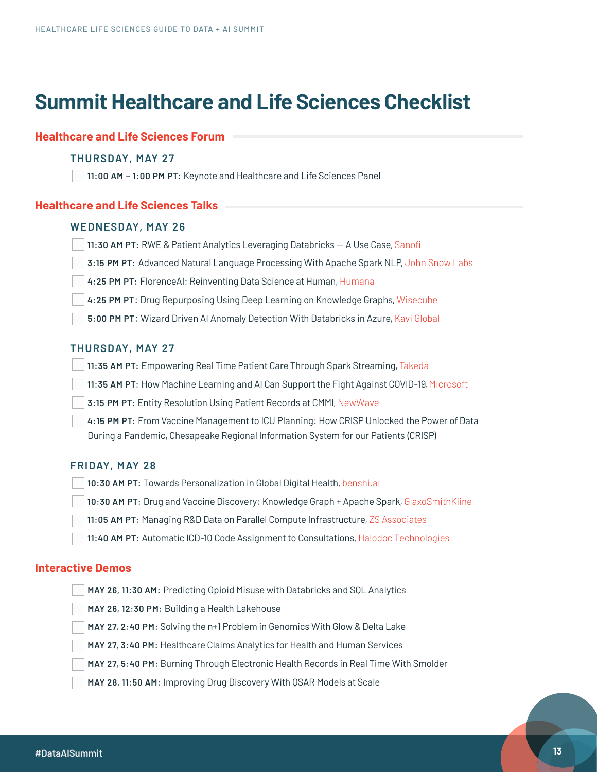# Summit Healthcare and Life Sciences Checklist

## Healthcare and Life Sciences Forum

### THURSDAY, MAY 27

- [ ] **11:00 AM – 1:00 PM PT:** Keynote and Healthcare and Life Sciences Panel

## Healthcare and Life Sciences Talks

### WEDNESDAY, MAY 26

- [ ] **11:30 AM PT:** RWE & Patient Analytics Leveraging Databricks — A Use Case, Sanofi
- [ ] **3:15 PM PT:** Advanced Natural Language Processing With Apache Spark NLP, John Snow Labs
- [ ] **4:25 PM PT:** FlorenceAI: Reinventing Data Science at Human, Humana
- [ ] **4:25 PM PT:** Drug Repurposing Using Deep Learning on Knowledge Graphs, Wisecube
- [ ] **5:00 PM PT:** Wizard Driven AI Anomaly Detection With Databricks in Azure, Kavi Global

### THURSDAY, MAY 27

- [ ] **11:35 AM PT:** Empowering Real Time Patient Care Through Spark Streaming, Takeda
- [ ] **11:35 AM PT:** How Machine Learning and AI Can Support the Fight Against COVID-19, Microsoft
- [ ] **3:15 PM PT:** Entity Resolution Using Patient Records at CMMI, NewWave
- [ ] **4:15 PM PT:** From Vaccine Management to ICU Planning: How CRISP Unlocked the Power of Data During a Pandemic, Chesapeake Regional Information System for our Patients (CRISP)

### FRIDAY, MAY 28

- [ ] **10:30 AM PT:** Towards Personalization in Global Digital Health, benshi.ai
- [ ] **10:30 AM PT:** Drug and Vaccine Discovery: Knowledge Graph + Apache Spark, GlaxoSmithKline
- [ ] **11:05 AM PT:** Managing R&D Data on Parallel Compute Infrastructure, ZS Associates
- [ ] **11:40 AM PT:** Automatic ICD-10 Code Assignment to Consultations, Halodoc Technologies

## Interactive Demos

- [ ] **MAY 26, 11:30 AM:** Predicting Opioid Misuse with Databricks and SQL Analytics
- [ ] **MAY 26, 12:30 PM:** Building a Health Lakehouse
- [ ] **MAY 27, 2:40 PM:** Solving the n+1 Problem in Genomics With Glow & Delta Lake
- [ ] **MAY 27, 3:40 PM:** Healthcare Claims Analytics for Health and Human Services
- [ ] **MAY 27, 5:40 PM:** Burning Through Electronic Health Records in Real Time With Smolder
- [ ] **MAY 28, 11:50 AM:** Improving Drug Discovery With QSAR Models at Scale

#DataAISummit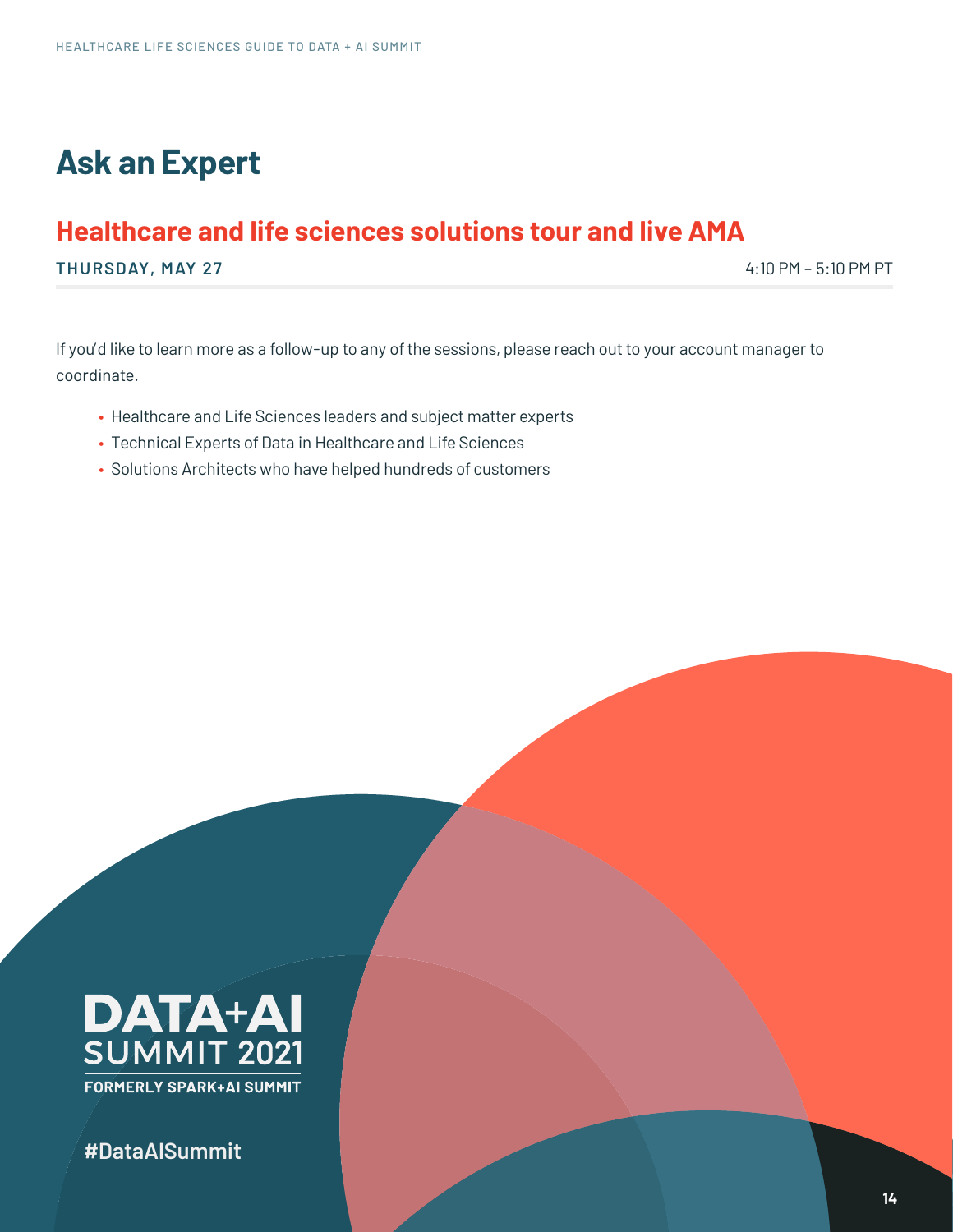# Ask an Expert

## Healthcare and life sciences solutions tour and live AMA

**THURSDAY, MAY 27** 4:10 PM – 5:10 PM PT

If you'd like to learn more as a follow-up to any of the sessions, please reach out to your account manager to coordinate.

- Healthcare and Life Sciences leaders and subject matter experts
- Technical Experts of Data in Healthcare and Life Sciences
- Solutions Architects who have helped hundreds of customers

DATA+AI SUMMIT 2021
FORMERLY SPARK+AI SUMMIT

#DataAISummit